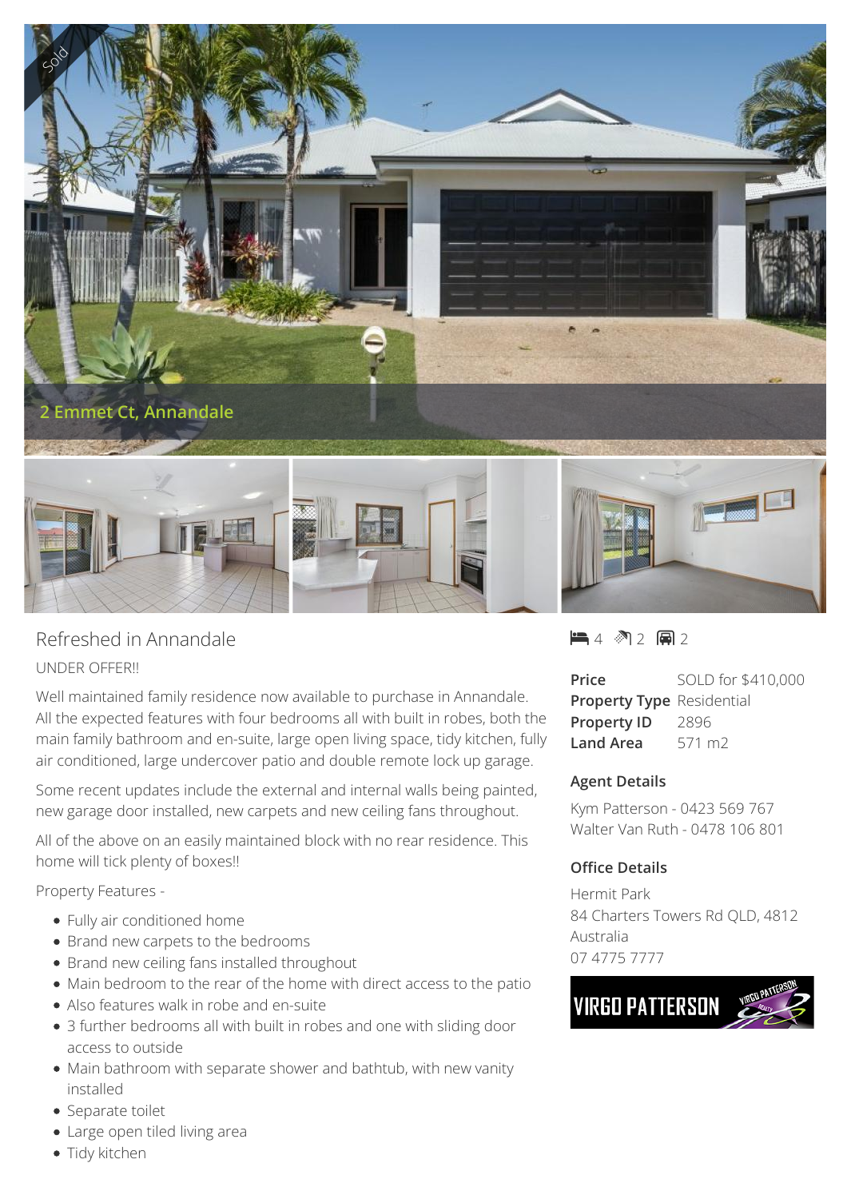Sold

2 Emmet Ct, Annandale

# Refreshed in Annandale

UNDER OFFER!!

Well maintained family residence now available to purchase in Annandale. All the expected features with four bedrooms all with built in robes, both the main family bathroom and en-suite, large open living space, tidy kitchen, fully air conditioned, large undercover patio and double remote lock up garage.

Some recent updates include the external and internal walls being painted, new garage door installed, new carpets and new ceiling fans throughout.

All of the above on an easily maintained block with no rear residence. This home will tick plenty of boxes!!

Property Features -

- Fully air conditioned home
- Brand new carpets to the bedrooms
- Brand new ceiling fans installed throughout
- Main bedroom to the rear of the home with direct access to the patio
- Also features walk in robe and en-suite
- 3 further bedrooms all with built in robes and one with sliding door access to outside
- Main bathroom with separate shower and bathtub, with new vanity installed
- Separate toilet
- Large open tiled living area
- Tidy kitchen

4 2 2

| | |
|---|---|
| **Price** | SOLD for $410,000 |
| **Property Type** | Residential |
| **Property ID** | 2896 |
| **Land Area** | 571 m2 |

### Agent Details

Kym Patterson - 0423 569 767
Walter Van Ruth - 0478 106 801

### Office Details

Hermit Park
84 Charters Towers Rd QLD, 4812
Australia
07 4775 7777

VIRGO PATTERSON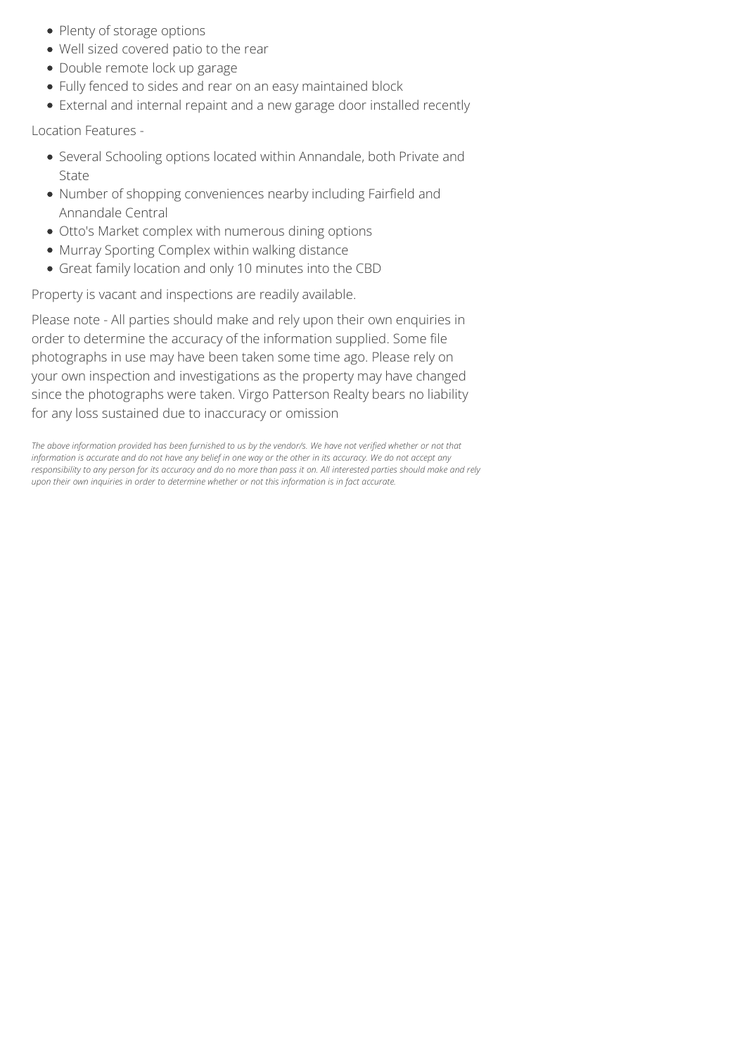- Plenty of storage options
- Well sized covered patio to the rear
- Double remote lock up garage
- Fully fenced to sides and rear on an easy maintained block
- External and internal repaint and a new garage door installed recently

Location Features -

- Several Schooling options located within Annandale, both Private and State
- Number of shopping conveniences nearby including Fairfield and Annandale Central
- Otto's Market complex with numerous dining options
- Murray Sporting Complex within walking distance
- Great family location and only 10 minutes into the CBD

Property is vacant and inspections are readily available.

Please note - All parties should make and rely upon their own enquiries in order to determine the accuracy of the information supplied. Some file photographs in use may have been taken some time ago. Please rely on your own inspection and investigations as the property may have changed since the photographs were taken. Virgo Patterson Realty bears no liability for any loss sustained due to inaccuracy or omission

*The above information provided has been furnished to us by the vendor/s. We have not verified whether or not that information is accurate and do not have any belief in one way or the other in its accuracy. We do not accept any responsibility to any person for its accuracy and do no more than pass it on. All interested parties should make and rely upon their own inquiries in order to determine whether or not this information is in fact accurate.*